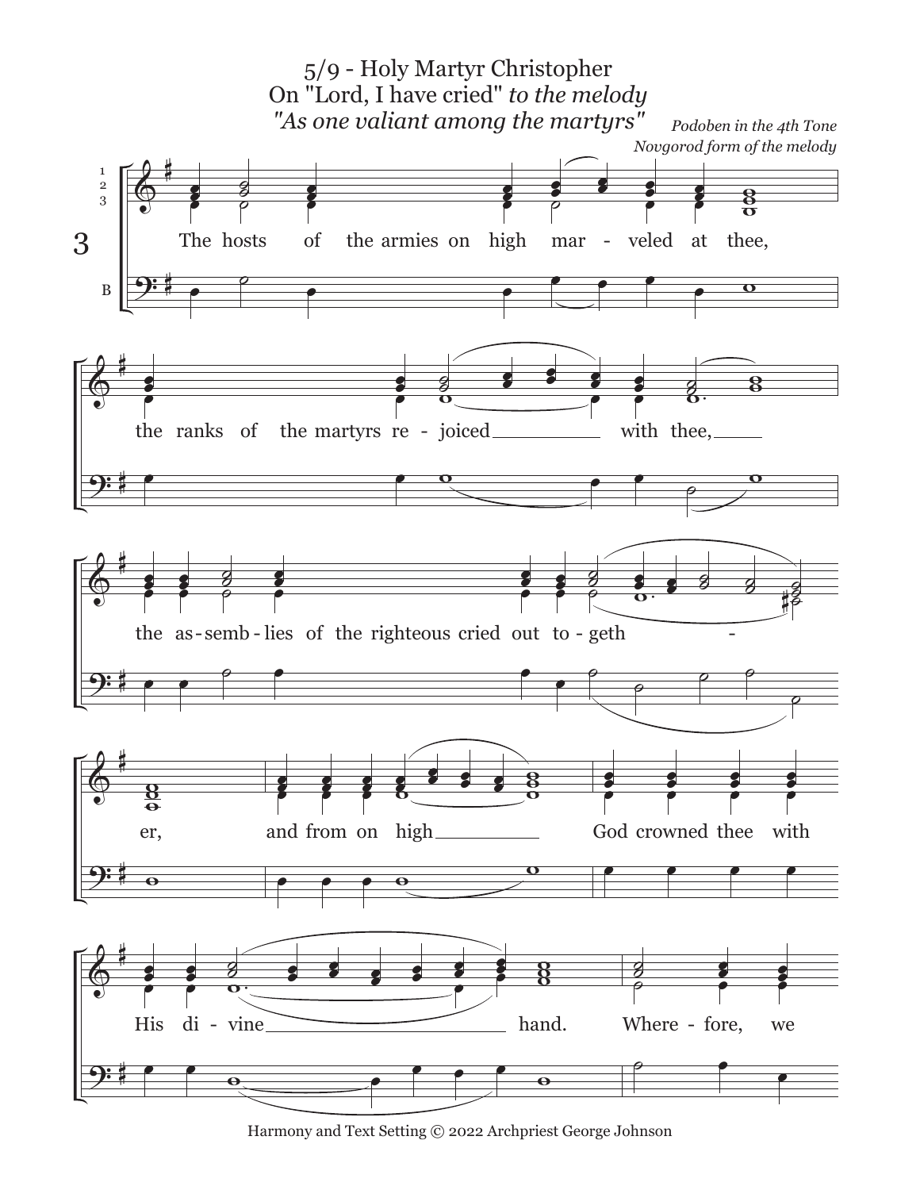# 5/9 - Holy Martyr Christopher

On "Lord, I have cried" *to the melody*
*"As one valiant among the martyrs"*

*Podoben in the 4th Tone*
*Novgorod form of the melody*

3

The hosts of the armies on high marveled at thee, the ranks of the martyrs rejoiced with thee, the assemblies of the righteous cried out together, and from on high God crowned thee with His divine hand. Wherefore, we

Harmony and Text Setting © 2022 Archpriest George Johnson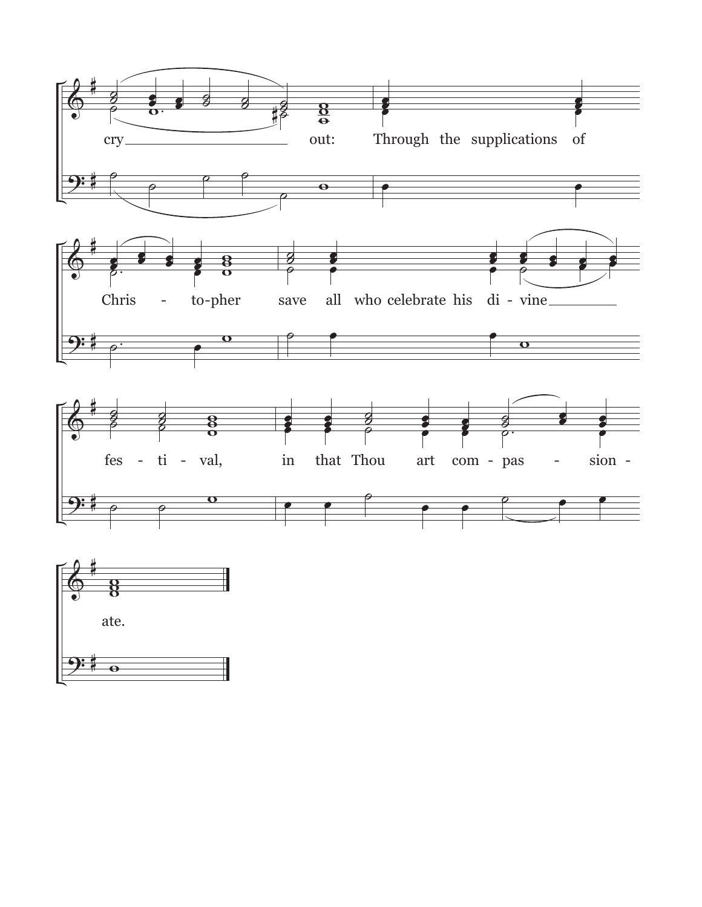cry ______ out: Through the supplications of

Chris - to-pher save all who celebrate his di - vine ______

fes - ti - val, in that Thou art com - pas - sion -

ate.